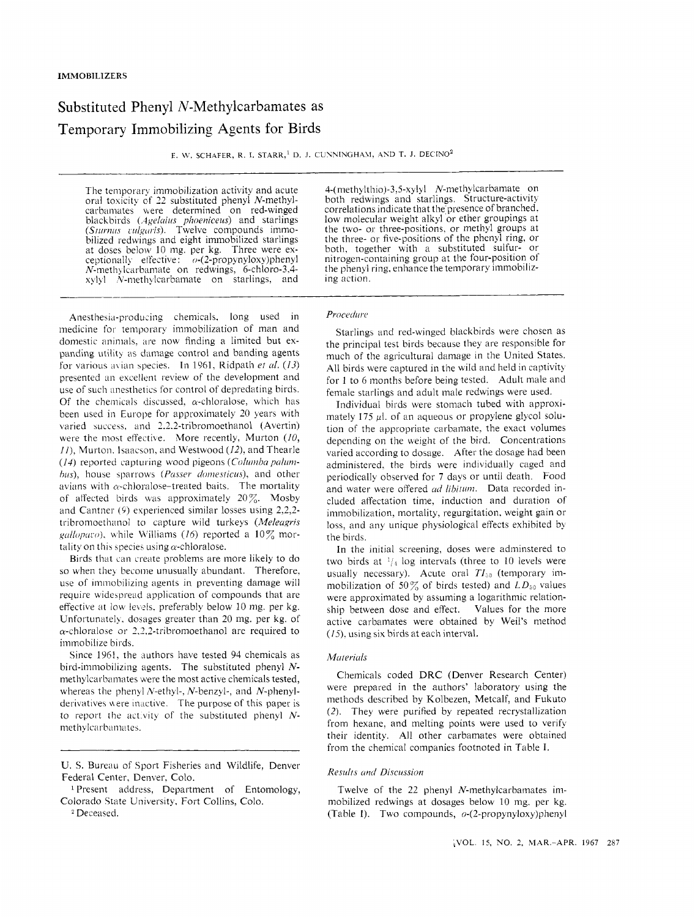IMMOBILIZERS

# Substituted Phenyl *N*-Methylcarbamates as Temporary Immobilizing Agents for Birds

E. W. SCHAFER, R. I. STARR,[1] D. J. CUNNINGHAM, AND T. J. DECINO[2]

The temporary immobilization activity and acute oral toxicity of 22 substituted phenyl *N*-methylcarbamates were determined on red-winged blackbirds (*Agelaius phoeniceus*) and starlings (*Sturnus vulgaris*). Twelve compounds immobilized redwings and eight immobilized starlings at doses below 10 mg. per kg. Three were exceptionally effective: *o*-(2-propynyloxy)phenyl *N*-methylcarbamate on redwings, 6-chloro-3,4-xylyl *N*-methylcarbamate on starlings, and 4-(methylthio)-3,5-xylyl *N*-methylcarbamate on both redwings and starlings. Structure-activity correlations indicate that the presence of branched, low molecular weight alkyl or ether groupings at the two- or three-positions, or methyl groups at the three- or five-positions of the phenyl ring, or both, together with a substituted sulfur- or nitrogen-containing group at the four-position of the phenyl ring, enhance the temporary immobilizing action.

Anesthesia-producing chemicals, long used in medicine for temporary immobilization of man and domestic animals, are now finding a limited but expanding utility as damage control and banding agents for various avian species. In 1961, Ridpath *et al.* (*13*) presented an excellent review of the development and use of such anesthetics for control of depredating birds. Of the chemicals discussed, α-chloralose, which has been used in Europe for approximately 20 years with varied success, and 2,2,2-tribromoethanol (Avertin) were the most effective. More recently, Murton (*10, 11*), Murton, Isaacson, and Westwood (*12*), and Thearle (*14*) reported capturing wood pigeons (*Columba palumbus*), house sparrows (*Passer domesticus*), and other avians with α-chloralose-treated baits. The mortality of affected birds was approximately 20%. Mosby and Cantner (*9*) experienced similar losses using 2,2,2-tribromoethanol to capture wild turkeys (*Meleagris gallopavo*), while Williams (*16*) reported a 10% mortality on this species using α-chloralose.

Birds that can create problems are more likely to do so when they become unusually abundant. Therefore, use of immobilizing agents in preventing damage will require widespread application of compounds that are effective at low levels, preferably below 10 mg. per kg. Unfortunately, dosages greater than 20 mg. per kg. of α-chloralose or 2,2,2-tribromoethanol are required to immobilize birds.

Since 1961, the authors have tested 94 chemicals as bird-immobilizing agents. The substituted phenyl *N*-methylcarbamates were the most active chemicals tested, whereas the phenyl *N*-ethyl-, *N*-benzyl-, and *N*-phenyl-derivatives were inactive. The purpose of this paper is to report the activity of the substituted phenyl *N*-methylcarbamates.

U. S. Bureau of Sport Fisheries and Wildlife, Denver Federal Center, Denver, Colo.

[1] Present address, Department of Entomology, Colorado State University, Fort Collins, Colo.

[2] Deceased.

### *Procedure*

Starlings and red-winged blackbirds were chosen as the principal test birds because they are responsible for much of the agricultural damage in the United States. All birds were captured in the wild and held in captivity for 1 to 6 months before being tested. Adult male and female starlings and adult male redwings were used.

Individual birds were stomach tubed with approximately 175 μl. of an aqueous or propylene glycol solution of the appropriate carbamate, the exact volumes depending on the weight of the bird. Concentrations varied according to dosage. After the dosage had been administered, the birds were individually caged and periodically observed for 7 days or until death. Food and water were offered *ad libitum*. Data recorded included affectation time, induction and duration of immobilization, mortality, regurgitation, weight gain or loss, and any unique physiological effects exhibited by the birds.

In the initial screening, doses were adminstered to two birds at $^1/_4$ log intervals (three to 10 levels were usually necessary). Acute oral $TI_{50}$ (temporary immobilization of 50% of birds tested) and $LD_{50}$ values were approximated by assuming a logarithmic relationship between dose and effect. Values for the more active carbamates were obtained by Weil's method (*15*), using six birds at each interval.

### *Materials*

Chemicals coded DRC (Denver Research Center) were prepared in the authors' laboratory using the methods described by Kolbezen, Metcalf, and Fukuto (*2*). They were purified by repeated recrystallization from hexane, and melting points were used to verify their identity. All other carbamates were obtained from the chemical companies footnoted in Table I.

### *Results and Discussion*

Twelve of the 22 phenyl *N*-methylcarbamates immobilized redwings at dosages below 10 mg. per kg. (Table I). Two compounds, *o*-(2-propynyloxy)phenyl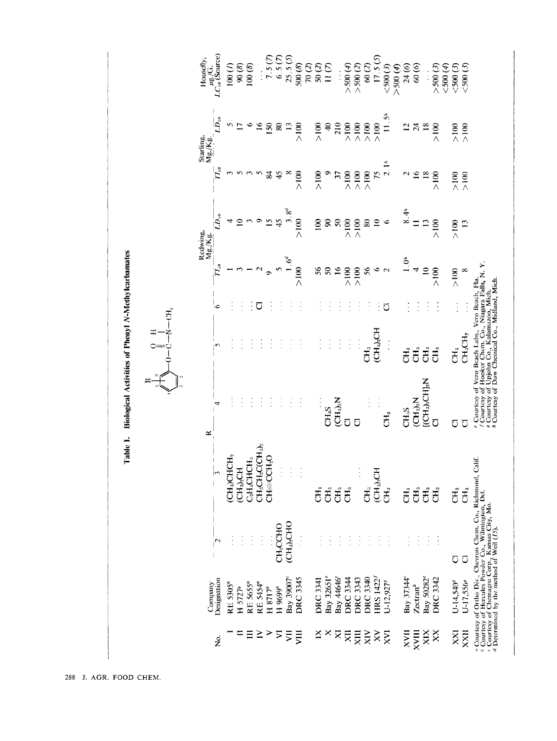**Table I. Biological Activities of Phenyl N-Methylcarbamates**

Structure: phenyl ring bearing R (positions 2–6) and $-O-C(=O)-N(H)-CH_3$

| No. | Company Designation | R: 2 | R: 3 | R: 4 | R: 5 | R: 6 | Redwing, Mg./Kg. $TI_{50}$ | Redwing, Mg./Kg. $LD_{50}$ | Starling, Mg./Kg. $TI_{50}$ | Starling, Mg./Kg. $LD_{50}$ | Housefly, µg./G. $LC_{50}$ (Source) |
|---|---|---|---|---|---|---|---|---|---|---|---|
| I | RE 5305[a] | ... | $(CH_3)CHCH_2$ | ... | ... | ... | 1 | 4 | 3 | 5 | 100 (1) |
| II | H 5727[b] | ... | $(CH_3)_2CH$ | ... | ... | ... | 3 | 10 | 5 | 17 | 90 (8) |
| III | RE 5655[a] | ... | $C_2H_5CHCH_3$ | ... | ... | ... | 1 | 3 | 3 | 6 | 100 (8) |
| IV | RE 5454[a] | ... | $CH_3CH_2C(CH_3)_2$ | ... | ... | Cl | 2 | 9 | 5 | 16 | ... |
| V | H 8717[b] | ... | $CH{\equiv}CCH_2O$ | ... | ... | ... | 9 | 15 | 84 | 150 | 7.5 (7) |
| VI | H 9699[b] | $CH_2CCHO$ | ... | ... | ... | ... | 5 | 45 | 45 | 80 | 6.5 (7) |
| VII | Bay 39007[c] | $(CH_3)_2CHO$ | ... | ... | ... | ... | 1.6[d] | 3.8[d] | 8 | 13 | 25.5 (5) |
| VIII | DRC 3345 | ... | ... | ... | ... | ... | >100 | >100 | >100 | >100 | 500 (8) |
| IX | DRC 3341 | ... | $CH_3$ | ... | ... | ... | 56 | 100 | >100 | >100 | 70 (2) |
| X | Bay 32651[c] | ... | $CH_3$ | $CH_3S$ | ... | ... | 50 | 90 | 9 | 40 | 50 (2) |
| XI | Bay 44646[c] | ... | $CH_3$ | $(CH_3)_2N$ | ... | ... | 16 | 50 | 37 | 210 | 11 (7) |
| XII | DRC 3344 | ... | $CH_3$ | Cl | ... | ... | >100 | >100 | >100 | >100 | ... >500 (4) |
| XIII | DRC 3343 | ... | ... | Cl | ... | ... | >100 | >100 | >100 | >100 | >500 (2) |
| XIV | DRC 3340 | ... | $CH_3$ | ... | $CH_3$ | ... | 56 | 80 | >100 | >100 | 60 (2) |
| XV | HRS 1422[f] | ... | $(CH_3)_2CH$ | ... | $(CH_3)_2CH$ | ... | 6 | 10 | 75 | >100 | 17.5 (5) |
| XVI | U-12,927[g] | ... | $CH_3$ | $CH_3$ | ... | Cl | 2 | 6 | 2.1[d] | 11.5[d] | <500 (3); >500 (4) |
| XVII | Bay 37344[c] | ... | $CH_3$ | $CH_3S$ | $CH_3$ | ... | 1.0[d] | 8.4[d] | 2 | 12 | 24 (6) |
| XVIII | Zectran[h] | ... | $CH_3$ | $(CH_3)_2N$ | $CH_3$ | ... | 4 | 11 | 16 | 24 | 60 (6) |
| XIX | Bay 50282[c] | ... | $CH_3$ | $[(CH_3)_2CH]_2N$ | $CH_3$ | ... | 10 | 13 | 18 | 18 | ... |
| XX | DRC 3342 | ... | $CH_3$ | Cl | $CH_3$ | ... | >100 | >100 | >100 | >100 | >500 (3); <500 (4) |
| XXI | U-14,540[g] | Cl | $CH_3$ | Cl | $CH_3$ | ... | >100 | >100 | >100 | >100 | <500 (3) |
| XXII | U-17,556[g] | Cl | $CH_3$ | Cl | $CH_3CH_2$ | ... | 8 | 13 | >100 | >100 | <500 (3) |

[a] Courtesy of Ortho Div., Chevron Chem. Co., Richmond, Calif.
[b] Courtesy of Hercules Powder Co., Wilmington, Del.
[c] Courtesy of Chemagro Corp., Kansas City, Mo.
[d] Determined by the method of Weil (15).
[e] Courtesy of Vero Beach Labs., Vero Beach, Fla.
[f] Courtesy of Hooker Chem. Co., Niagara Falls, N. Y.
[g] Courtesy of Upjohn Co., Kalamazoo, Mich.
[h] Courtesy of Dow Chemical Co., Midland, Mich.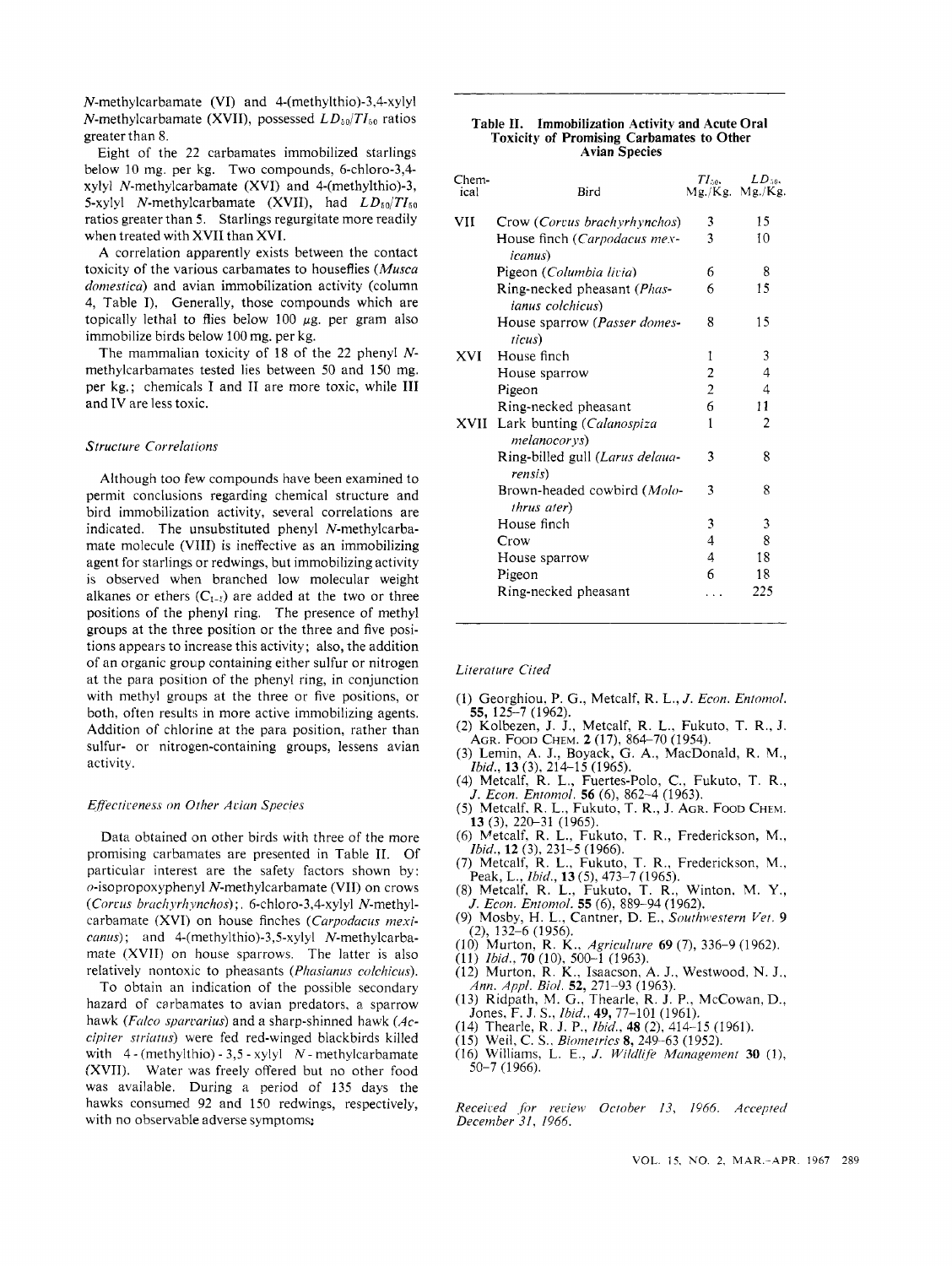N-methylcarbamate (VI) and 4-(methylthio)-3,4-xylyl N-methylcarbamate (XVII), possessed $LD_{50}/TI_{50}$ ratios greater than 8.

Eight of the 22 carbamates immobilized starlings below 10 mg. per kg. Two compounds, 6-chloro-3,4-xylyl N-methylcarbamate (XVI) and 4-(methylthio)-3,5-xylyl N-methylcarbamate (XVII), had $LD_{50}/TI_{50}$ ratios greater than 5. Starlings regurgitate more readily when treated with XVII than XVI.

A correlation apparently exists between the contact toxicity of the various carbamates to houseflies (*Musca domestica*) and avian immobilization activity (column 4, Table I). Generally, those compounds which are topically lethal to flies below 100 μg. per gram also immobilize birds below 100 mg. per kg.

The mammalian toxicity of 18 of the 22 phenyl N-methylcarbamates tested lies between 50 and 150 mg. per kg.; chemicals I and II are more toxic, while III and IV are less toxic.

### *Structure Correlations*

Although too few compounds have been examined to permit conclusions regarding chemical structure and bird immobilization activity, several correlations are indicated. The unsubstituted phenyl N-methylcarbamate molecule (VIII) is ineffective as an immobilizing agent for starlings or redwings, but immobilizing activity is observed when branched low molecular weight alkanes or ethers ($C_{1-3}$) are added at the two or three positions of the phenyl ring. The presence of methyl groups at the three position or the three and five positions appears to increase this activity; also, the addition of an organic group containing either sulfur or nitrogen at the para position of the phenyl ring, in conjunction with methyl groups at the three or five positions, or both, often results in more active immobilizing agents. Addition of chlorine at the para position, rather than sulfur- or nitrogen-containing groups, lessens avian activity.

### *Effectiveness on Other Avian Species*

Data obtained on other birds with three of the more promising carbamates are presented in Table II. Of particular interest are the safety factors shown by: *o*-isopropoxyphenyl N-methylcarbamate (VII) on crows (*Corvus brachyrhynchos*); 6-chloro-3,4-xylyl N-methylcarbamate (XVI) on house finches (*Carpodacus mexicanus*); and 4-(methylthio)-3,5-xylyl N-methylcarbamate (XVII) on house sparrows. The latter is also relatively nontoxic to pheasants (*Phasianus colchicus*).

To obtain an indication of the possible secondary hazard of carbamates to avian predators, a sparrow hawk (*Falco sparvarius*) and a sharp-shinned hawk (*Accipiter striatus*) were fed red-winged blackbirds killed with 4-(methylthio)-3,5-xylyl N-methylcarbamate (XVII). Water was freely offered but no other food was available. During a period of 135 days the hawks consumed 92 and 150 redwings, respectively, with no observable adverse symptoms.

**Table II. Immobilization Activity and Acute Oral Toxicity of Promising Carbamates to Other Avian Species**

| Chemical | Bird | $TI_{50}$, Mg./Kg. | $LD_{50}$, Mg./Kg. |
|---|---|---|---|
| VII | Crow (*Corvus brachyrhynchos*) | 3 | 15 |
| | House finch (*Carpodacus mexicanus*) | 3 | 10 |
| | Pigeon (*Columbia livia*) | 6 | 8 |
| | Ring-necked pheasant (*Phasianus colchicus*) | 6 | 15 |
| | House sparrow (*Passer domesticus*) | 8 | 15 |
| XVI | House finch | 1 | 3 |
| | House sparrow | 2 | 4 |
| | Pigeon | 2 | 4 |
| | Ring-necked pheasant | 6 | 11 |
| XVII | Lark bunting (*Calanospiza melanocorys*) | 1 | 2 |
| | Ring-billed gull (*Larus delawarensis*) | 3 | 8 |
| | Brown-headed cowbird (*Molothrus ater*) | 3 | 8 |
| | House finch | 3 | 3 |
| | Crow | 4 | 8 |
| | House sparrow | 4 | 18 |
| | Pigeon | 6 | 18 |
| | Ring-necked pheasant | ... | 225 |

### *Literature Cited*

(1) Georghiou, P. G., Metcalf, R. L., *J. Econ. Entomol.* **55**, 125–7 (1962).
(2) Kolbezen, J. J., Metcalf, R. L., Fukuto, T. R., J. Agr. Food Chem. **2** (17), 864–70 (1954).
(3) Lemin, A. J., Boyack, G. A., MacDonald, R. M., *Ibid.*, **13** (3), 214–15 (1965).
(4) Metcalf, R. L., Fuertes-Polo, C., Fukuto, T. R., *J. Econ. Entomol.* **56** (6), 862–4 (1963).
(5) Metcalf, R. L., Fukuto, T. R., J. Agr. Food Chem. **13** (3), 220–31 (1965).
(6) Metcalf, R. L., Fukuto, T. R., Frederickson, M., *Ibid.*, **12** (3), 231–5 (1966).
(7) Metcalf, R. L., Fukuto, T. R., Frederickson, M., Peak, L., *Ibid.*, **13** (5), 473–7 (1965).
(8) Metcalf, R. L., Fukuto, T. R., Winton, M. Y., *J. Econ. Entomol.* **55** (6), 889–94 (1962).
(9) Mosby, H. L., Cantner, D. E., *Southwestern Vet.* **9** (2), 132–6 (1956).
(10) Murton, R. K., *Agriculture* **69** (7), 336–9 (1962).
(11) *Ibid.*, **70** (10), 500–1 (1963).
(12) Murton, R. K., Isaacson, A. J., Westwood, N. J., *Ann. Appl. Biol.* **52**, 271–93 (1963).
(13) Ridpath, M. G., Thearle, R. J. P., McCowan, D., Jones, F. J. S., *Ibid.*, **49**, 77–101 (1961).
(14) Thearle, R. J. P., *Ibid.*, **48** (2), 414–15 (1961).
(15) Weil, C. S., *Biometrics* **8**, 249–63 (1952).
(16) Williams, L. E., *J. Wildlife Management* **30** (1), 50–7 (1966).

*Received for review October 13, 1966. Accepted December 31, 1966.*